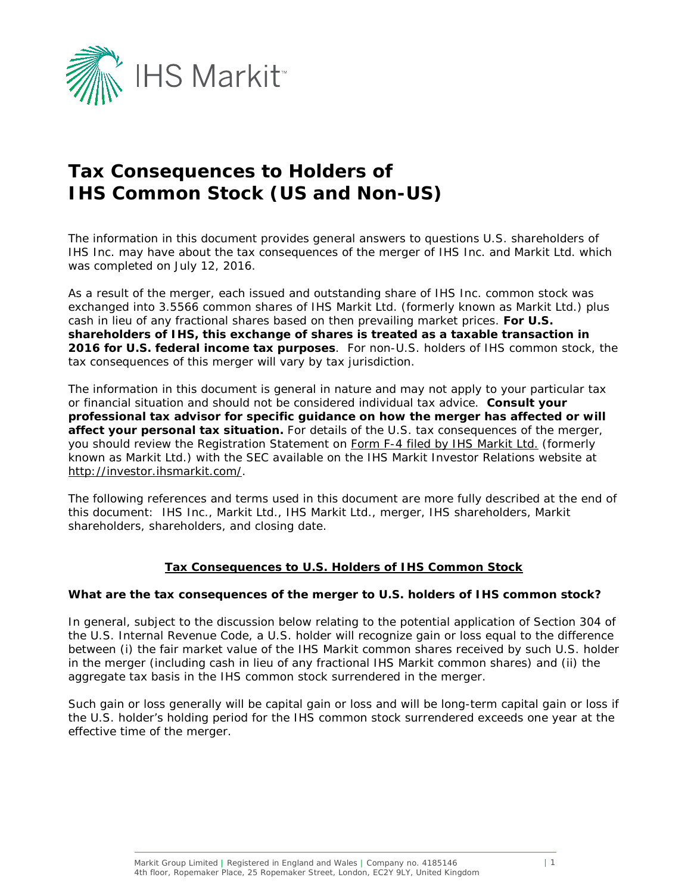IHS Markit™

# Tax Consequences to Holders of IHS Common Stock (US and Non-US)

The information in this document provides general answers to questions U.S. shareholders of IHS Inc. may have about the tax consequences of the merger of IHS Inc. and Markit Ltd. which was completed on July 12, 2016.

As a result of the merger, each issued and outstanding share of IHS Inc. common stock was exchanged into 3.5566 common shares of IHS Markit Ltd. (formerly known as Markit Ltd.) plus cash in lieu of any fractional shares based on then prevailing market prices. **For U.S. shareholders of IHS, this exchange of shares is treated as a taxable transaction in 2016 for U.S. federal income tax purposes**. For non-U.S. holders of IHS common stock, the tax consequences of this merger will vary by tax jurisdiction.

The information in this document is general in nature and may not apply to your particular tax or financial situation and should not be considered individual tax advice. **Consult your professional tax advisor for specific guidance on how the merger has affected or will affect your personal tax situation.** For details of the U.S. tax consequences of the merger, you should review the Registration Statement on Form F-4 filed by IHS Markit Ltd. (formerly known as Markit Ltd.) with the SEC available on the IHS Markit Investor Relations website at http://investor.ihsmarkit.com/.

The following references and terms used in this document are more fully described at the end of this document: IHS Inc., Markit Ltd., IHS Markit Ltd., merger, IHS shareholders, Markit shareholders, shareholders, and closing date.

## Tax Consequences to U.S. Holders of IHS Common Stock

**What are the tax consequences of the merger to U.S. holders of IHS common stock?**

In general, subject to the discussion below relating to the potential application of Section 304 of the U.S. Internal Revenue Code, a U.S. holder will recognize gain or loss equal to the difference between (i) the fair market value of the IHS Markit common shares received by such U.S. holder in the merger (including cash in lieu of any fractional IHS Markit common shares) and (ii) the aggregate tax basis in the IHS common stock surrendered in the merger.

Such gain or loss generally will be capital gain or loss and will be long-term capital gain or loss if the U.S. holder's holding period for the IHS common stock surrendered exceeds one year at the effective time of the merger.

Markit Group Limited | Registered in England and Wales | Company no. 4185146
4th floor, Ropemaker Place, 25 Ropemaker Street, London, EC2Y 9LY, United Kingdom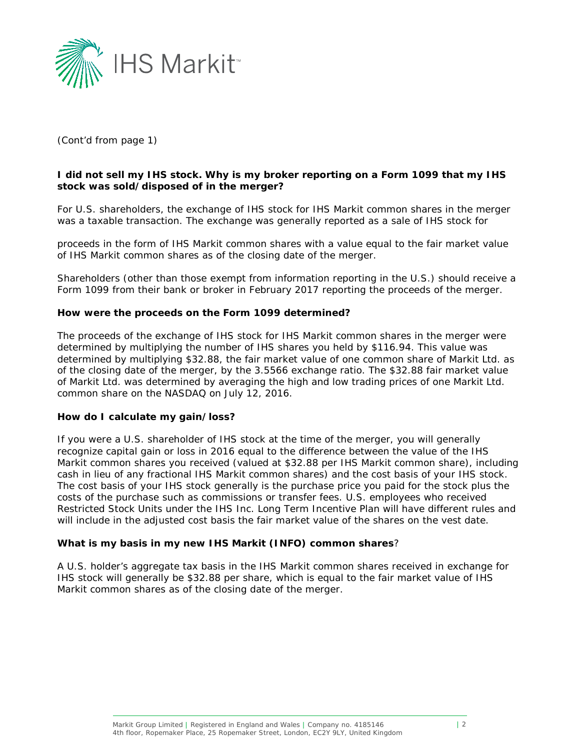(Cont'd from page 1)

**I did not sell my IHS stock. Why is my broker reporting on a Form 1099 that my IHS stock was sold/disposed of in the merger?**

For U.S. shareholders, the exchange of IHS stock for IHS Markit common shares in the merger was a taxable transaction. The exchange was generally reported as a sale of IHS stock for proceeds in the form of IHS Markit common shares with a value equal to the fair market value of IHS Markit common shares as of the closing date of the merger.

Shareholders (other than those exempt from information reporting in the U.S.) should receive a Form 1099 from their bank or broker in February 2017 reporting the proceeds of the merger.

**How were the proceeds on the Form 1099 determined?**

The proceeds of the exchange of IHS stock for IHS Markit common shares in the merger were determined by multiplying the number of IHS shares you held by $116.94. This value was determined by multiplying $32.88, the fair market value of one common share of Markit Ltd. as of the closing date of the merger, by the 3.5566 exchange ratio. The $32.88 fair market value of Markit Ltd. was determined by averaging the high and low trading prices of one Markit Ltd. common share on the NASDAQ on July 12, 2016.

**How do I calculate my gain/loss?**

If you were a U.S. shareholder of IHS stock at the time of the merger, you will generally recognize capital gain or loss in 2016 equal to the difference between the value of the IHS Markit common shares you received (valued at $32.88 per IHS Markit common share), including cash in lieu of any fractional IHS Markit common shares) and the cost basis of your IHS stock. The cost basis of your IHS stock generally is the purchase price you paid for the stock plus the costs of the purchase such as commissions or transfer fees. U.S. employees who received Restricted Stock Units under the IHS Inc. Long Term Incentive Plan will have different rules and will include in the adjusted cost basis the fair market value of the shares on the vest date.

**What is my basis in my new IHS Markit (INFO) common shares**?

A U.S. holder's aggregate tax basis in the IHS Markit common shares received in exchange for IHS stock will generally be $32.88 per share, which is equal to the fair market value of IHS Markit common shares as of the closing date of the merger.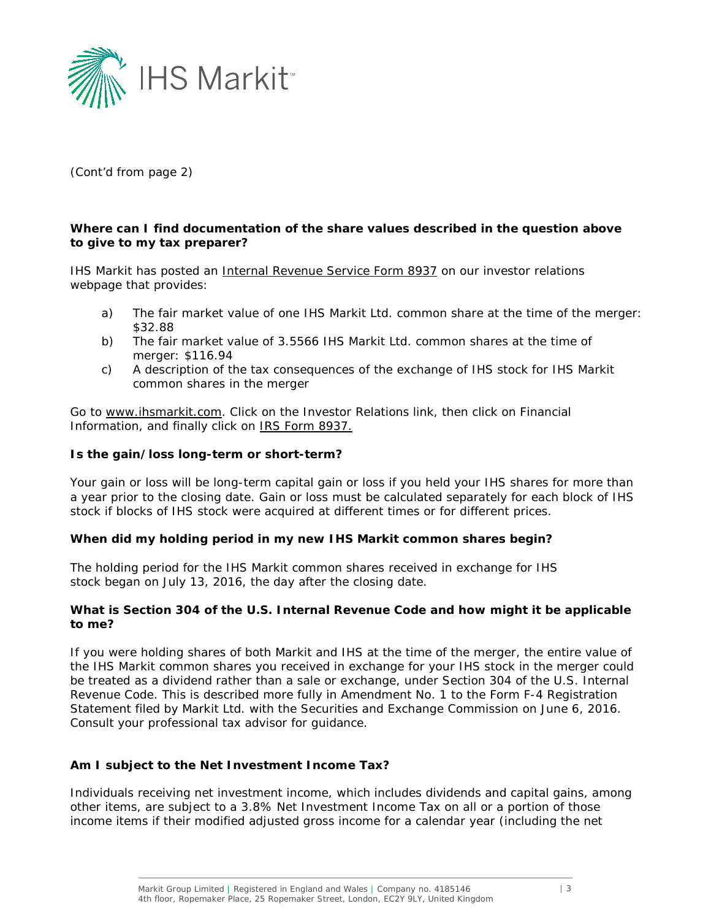(Cont'd from page 2)

**Where can I find documentation of the share values described in the question above to give to my tax preparer?**

IHS Markit has posted an Internal Revenue Service Form 8937 on our investor relations webpage that provides:

a) The fair market value of one IHS Markit Ltd. common share at the time of the merger: $32.88

b) The fair market value of 3.5566 IHS Markit Ltd. common shares at the time of merger: $116.94

c) A description of the tax consequences of the exchange of IHS stock for IHS Markit common shares in the merger

Go to www.ihsmarkit.com. Click on the Investor Relations link, then click on Financial Information, and finally click on IRS Form 8937.

**Is the gain/loss long-term or short-term?**

Your gain or loss will be long-term capital gain or loss if you held your IHS shares for more than a year prior to the closing date. Gain or loss must be calculated separately for each block of IHS stock if blocks of IHS stock were acquired at different times or for different prices.

**When did my holding period in my new IHS Markit common shares begin?**

The holding period for the IHS Markit common shares received in exchange for IHS stock began on July 13, 2016, the day after the closing date.

**What is Section 304 of the U.S. Internal Revenue Code and how might it be applicable to me?**

If you were holding shares of both Markit and IHS at the time of the merger, the entire value of the IHS Markit common shares you received in exchange for your IHS stock in the merger could be treated as a dividend rather than a sale or exchange, under Section 304 of the U.S. Internal Revenue Code. This is described more fully in Amendment No. 1 to the Form F-4 Registration Statement filed by Markit Ltd. with the Securities and Exchange Commission on June 6, 2016. Consult your professional tax advisor for guidance.

**Am I subject to the Net Investment Income Tax?**

Individuals receiving net investment income, which includes dividends and capital gains, among other items, are subject to a 3.8% Net Investment Income Tax on all or a portion of those income items if their modified adjusted gross income for a calendar year (including the net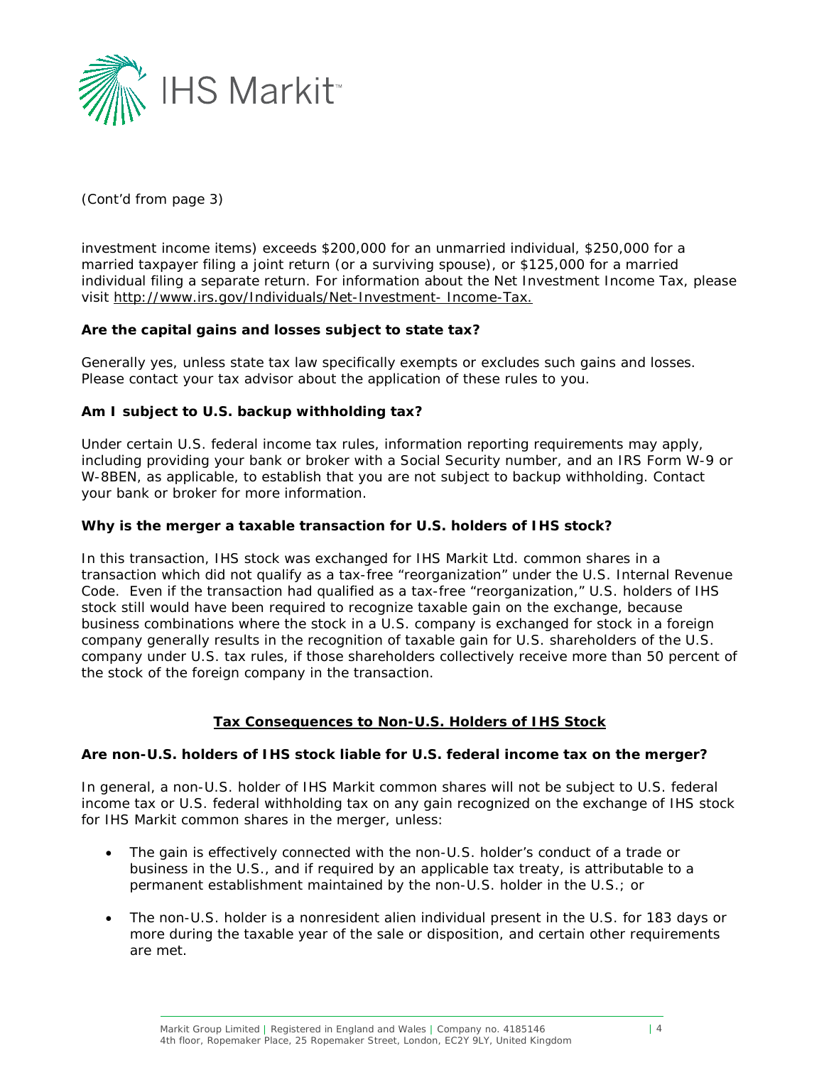(Cont'd from page 3)

investment income items) exceeds $200,000 for an unmarried individual, $250,000 for a married taxpayer filing a joint return (or a surviving spouse), or $125,000 for a married individual filing a separate return. For information about the Net Investment Income Tax, please visit http://www.irs.gov/Individuals/Net-Investment- Income-Tax.

**Are the capital gains and losses subject to state tax?**

Generally yes, unless state tax law specifically exempts or excludes such gains and losses. Please contact your tax advisor about the application of these rules to you.

**Am I subject to U.S. backup withholding tax?**

Under certain U.S. federal income tax rules, information reporting requirements may apply, including providing your bank or broker with a Social Security number, and an IRS Form W-9 or W-8BEN, as applicable, to establish that you are not subject to backup withholding. Contact your bank or broker for more information.

**Why is the merger a taxable transaction for U.S. holders of IHS stock?**

In this transaction, IHS stock was exchanged for IHS Markit Ltd. common shares in a transaction which did not qualify as a tax-free "reorganization" under the U.S. Internal Revenue Code. Even if the transaction had qualified as a tax-free "reorganization," U.S. holders of IHS stock still would have been required to recognize taxable gain on the exchange, because business combinations where the stock in a U.S. company is exchanged for stock in a foreign company generally results in the recognition of taxable gain for U.S. shareholders of the U.S. company under U.S. tax rules, if those shareholders collectively receive more than 50 percent of the stock of the foreign company in the transaction.

## Tax Consequences to Non-U.S. Holders of IHS Stock

**Are non-U.S. holders of IHS stock liable for U.S. federal income tax on the merger?**

In general, a non-U.S. holder of IHS Markit common shares will not be subject to U.S. federal income tax or U.S. federal withholding tax on any gain recognized on the exchange of IHS stock for IHS Markit common shares in the merger, unless:

- The gain is effectively connected with the non-U.S. holder's conduct of a trade or business in the U.S., and if required by an applicable tax treaty, is attributable to a permanent establishment maintained by the non-U.S. holder in the U.S.; or

- The non-U.S. holder is a nonresident alien individual present in the U.S. for 183 days or more during the taxable year of the sale or disposition, and certain other requirements are met.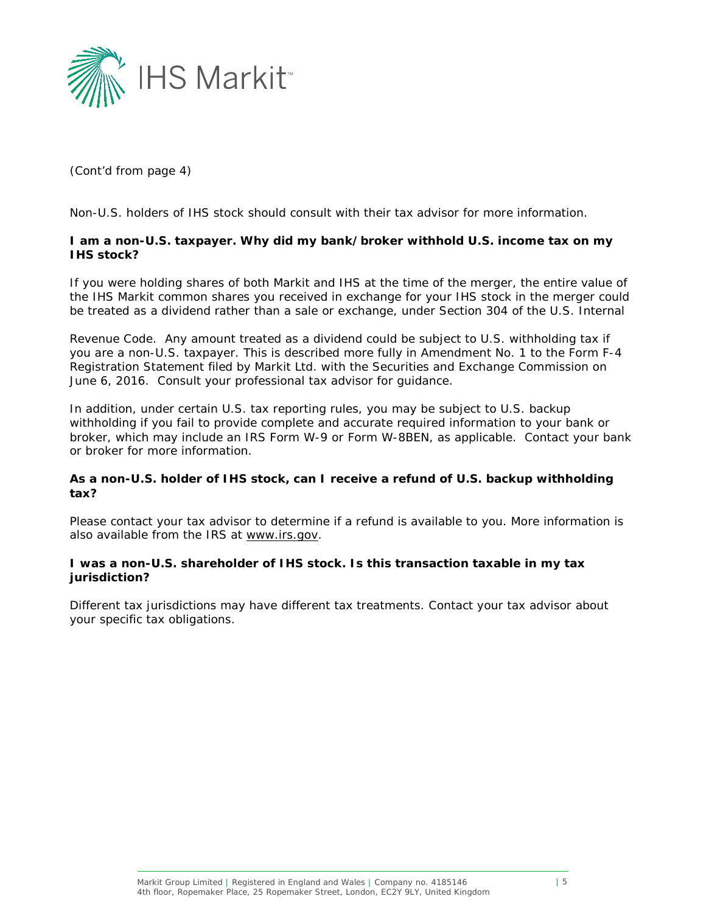(Cont'd from page 4)

Non-U.S. holders of IHS stock should consult with their tax advisor for more information.

**I am a non-U.S. taxpayer. Why did my bank/broker withhold U.S. income tax on my IHS stock?**

If you were holding shares of both Markit and IHS at the time of the merger, the entire value of the IHS Markit common shares you received in exchange for your IHS stock in the merger could be treated as a dividend rather than a sale or exchange, under Section 304 of the U.S. Internal

Revenue Code. Any amount treated as a dividend could be subject to U.S. withholding tax if you are a non-U.S. taxpayer. This is described more fully in Amendment No. 1 to the Form F-4 Registration Statement filed by Markit Ltd. with the Securities and Exchange Commission on June 6, 2016. Consult your professional tax advisor for guidance.

In addition, under certain U.S. tax reporting rules, you may be subject to U.S. backup withholding if you fail to provide complete and accurate required information to your bank or broker, which may include an IRS Form W-9 or Form W-8BEN, as applicable. Contact your bank or broker for more information.

**As a non-U.S. holder of IHS stock, can I receive a refund of U.S. backup withholding tax?**

Please contact your tax advisor to determine if a refund is available to you. More information is also available from the IRS at www.irs.gov.

**I was a non-U.S. shareholder of IHS stock. Is this transaction taxable in my tax jurisdiction?**

Different tax jurisdictions may have different tax treatments. Contact your tax advisor about your specific tax obligations.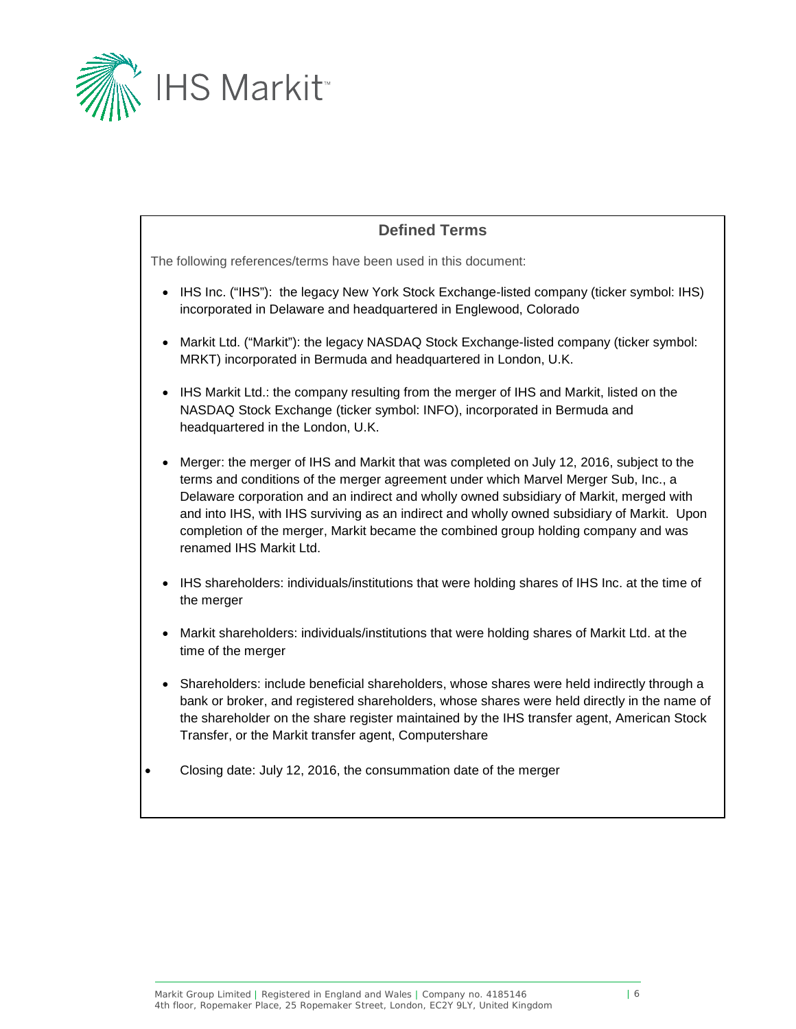## Defined Terms

The following references/terms have been used in this document:

- IHS Inc. ("IHS"): the legacy New York Stock Exchange-listed company (ticker symbol: IHS) incorporated in Delaware and headquartered in Englewood, Colorado
- Markit Ltd. ("Markit"): the legacy NASDAQ Stock Exchange-listed company (ticker symbol: MRKT) incorporated in Bermuda and headquartered in London, U.K.
- IHS Markit Ltd.: the company resulting from the merger of IHS and Markit, listed on the NASDAQ Stock Exchange (ticker symbol: INFO), incorporated in Bermuda and headquartered in the London, U.K.
- Merger: the merger of IHS and Markit that was completed on July 12, 2016, subject to the terms and conditions of the merger agreement under which Marvel Merger Sub, Inc., a Delaware corporation and an indirect and wholly owned subsidiary of Markit, merged with and into IHS, with IHS surviving as an indirect and wholly owned subsidiary of Markit. Upon completion of the merger, Markit became the combined group holding company and was renamed IHS Markit Ltd.
- IHS shareholders: individuals/institutions that were holding shares of IHS Inc. at the time of the merger
- Markit shareholders: individuals/institutions that were holding shares of Markit Ltd. at the time of the merger
- Shareholders: include beneficial shareholders, whose shares were held indirectly through a bank or broker, and registered shareholders, whose shares were held directly in the name of the shareholder on the share register maintained by the IHS transfer agent, American Stock Transfer, or the Markit transfer agent, Computershare
- Closing date: July 12, 2016, the consummation date of the merger